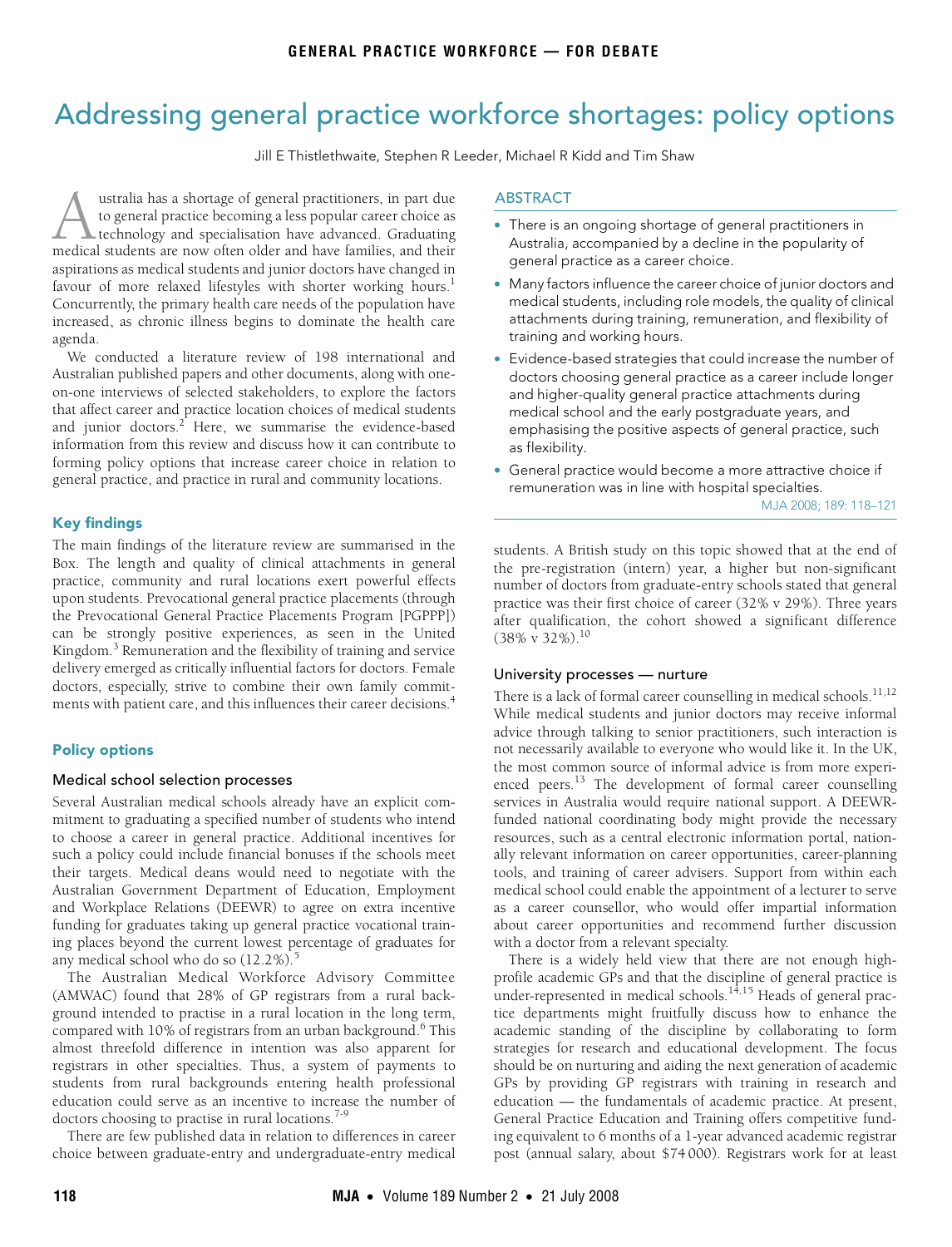# Addressing general practice workforce shortages: policy options

Jill E Thistlethwaite, Stephen R Leeder, Michael R Kidd and Tim Shaw

## ABSTRACT

- There is an ongoing shortage of general practitioners in Australia, accompanied by a decline in the popularity of general practice as a career choice.
- Many factors influence the career choice of junior doctors and medical students, including role models, the quality of clinical attachments during training, remuneration, and flexibility of training and working hours.
- Evidence-based strategies that could increase the number of doctors choosing general practice as a career include longer and higher-quality general practice attachments during medical school and the early postgraduate years, and emphasising the positive aspects of general practice, such as flexibility.
- General practice would become a more attractive choice if remuneration was in line with hospital specialties.

MJA 2008; 189: 118–121

Australia has a shortage of general practitioners, in part due to general practice becoming a less popular career choice as technology and specialisation have advanced. Graduating medical students are now often older and have families, and their aspirations as medical students and junior doctors have changed in favour of more relaxed lifestyles with shorter working hours.[1] Concurrently, the primary health care needs of the population have increased, as chronic illness begins to dominate the health care agenda.

We conducted a literature review of 198 international and Australian published papers and other documents, along with one-on-one interviews of selected stakeholders, to explore the factors that affect career and practice location choices of medical students and junior doctors.[2] Here, we summarise the evidence-based information from this review and discuss how it can contribute to forming policy options that increase career choice in relation to general practice, and practice in rural and community locations.

### Key findings

The main findings of the literature review are summarised in the Box. The length and quality of clinical attachments in general practice, community and rural locations exert powerful effects upon students. Prevocational general practice placements (through the Prevocational General Practice Placements Program [PGPPP]) can be strongly positive experiences, as seen in the United Kingdom.[3] Remuneration and the flexibility of training and service delivery emerged as critically influential factors for doctors. Female doctors, especially, strive to combine their own family commitments with patient care, and this influences their career decisions.[4]

### Policy options

#### Medical school selection processes

Several Australian medical schools already have an explicit commitment to graduating a specified number of students who intend to choose a career in general practice. Additional incentives for such a policy could include financial bonuses if the schools meet their targets. Medical deans would need to negotiate with the Australian Government Department of Education, Employment and Workplace Relations (DEEWR) to agree on extra incentive funding for graduates taking up general practice vocational training places beyond the current lowest percentage of graduates for any medical school who do so (12.2%).[5]

The Australian Medical Workforce Advisory Committee (AMWAC) found that 28% of GP registrars from a rural background intended to practise in a rural location in the long term, compared with 10% of registrars from an urban background.[6] This almost threefold difference in intention was also apparent for registrars in other specialties. Thus, a system of payments to students from rural backgrounds entering health professional education could serve as an incentive to increase the number of doctors choosing to practise in rural locations.[7-9]

There are few published data in relation to differences in career choice between graduate-entry and undergraduate-entry medical students. A British study on this topic showed that at the end of the pre-registration (intern) year, a higher but non-significant number of doctors from graduate-entry schools stated that general practice was their first choice of career (32% v 29%). Three years after qualification, the cohort showed a significant difference (38% v 32%).[10]

#### University processes — nurture

There is a lack of formal career counselling in medical schools.[11,12] While medical students and junior doctors may receive informal advice through talking to senior practitioners, such interaction is not necessarily available to everyone who would like it. In the UK, the most common source of informal advice is from more experienced peers.[13] The development of formal career counselling services in Australia would require national support. A DEEWR-funded national coordinating body might provide the necessary resources, such as a central electronic information portal, nationally relevant information on career opportunities, career-planning tools, and training of career advisers. Support from within each medical school could enable the appointment of a lecturer to serve as a career counsellor, who would offer impartial information about career opportunities and recommend further discussion with a doctor from a relevant specialty.

There is a widely held view that there are not enough high-profile academic GPs and that the discipline of general practice is under-represented in medical schools.[14,15] Heads of general practice departments might fruitfully discuss how to enhance the academic standing of the discipline by collaborating to form strategies for research and educational development. The focus should be on nurturing and aiding the next generation of academic GPs by providing GP registrars with training in research and education — the fundamentals of academic practice. At present, General Practice Education and Training offers competitive funding equivalent to 6 months of a 1-year advanced academic registrar post (annual salary, about $74 000). Registrars work for at least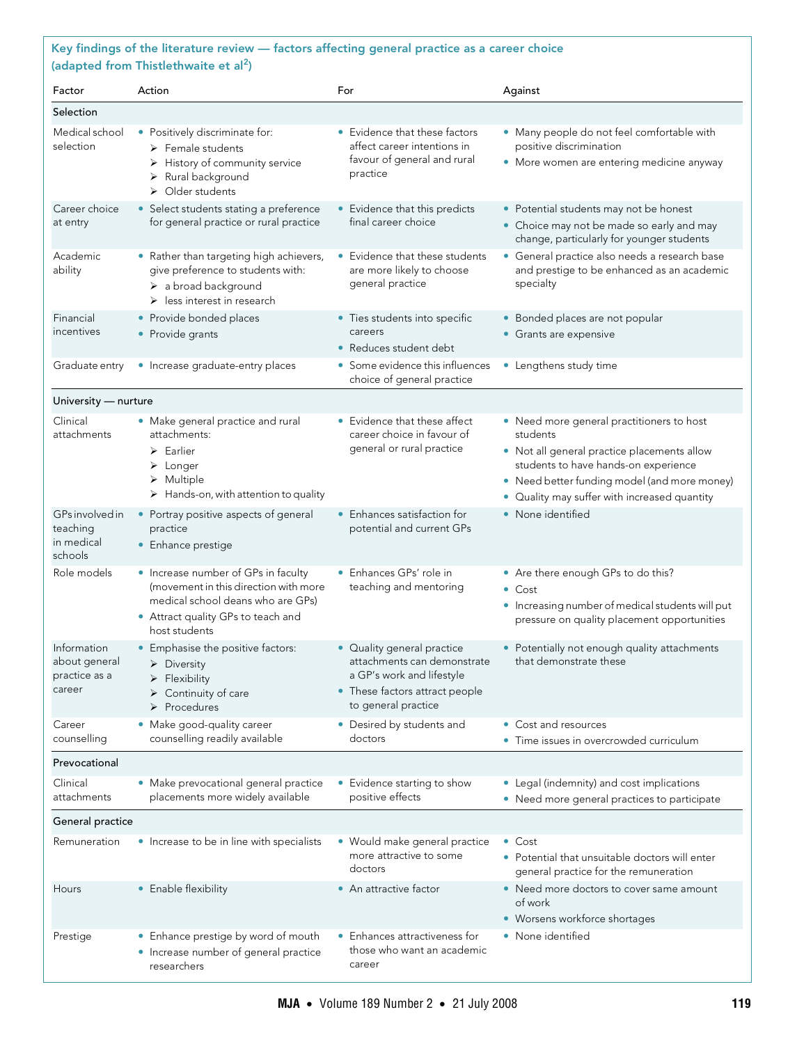**Key findings of the literature review — factors affecting general practice as a career choice (adapted from Thistlethwaite et al[2])**

| Factor | Action | For | Against |
|---|---|---|---|
| **Selection** | | | |
| Medical school selection | • Positively discriminate for: ➢ Female students ➢ History of community service ➢ Rural background ➢ Older students | • Evidence that these factors affect career intentions in favour of general and rural practice | • Many people do not feel comfortable with positive discrimination • More women are entering medicine anyway |
| Career choice at entry | • Select students stating a preference for general practice or rural practice | • Evidence that this predicts final career choice | • Potential students may not be honest • Choice may not be made so early and may change, particularly for younger students |
| Academic ability | • Rather than targeting high achievers, give preference to students with: ➢ a broad background ➢ less interest in research | • Evidence that these students are more likely to choose general practice | • General practice also needs a research base and prestige to be enhanced as an academic specialty |
| Financial incentives | • Provide bonded places • Provide grants | • Ties students into specific careers • Reduces student debt | • Bonded places are not popular • Grants are expensive |
| Graduate entry | • Increase graduate-entry places | • Some evidence this influences choice of general practice | • Lengthens study time |
| **University — nurture** | | | |
| Clinical attachments | • Make general practice and rural attachments: ➢ Earlier ➢ Longer ➢ Multiple ➢ Hands-on, with attention to quality | • Evidence that these affect career choice in favour of general or rural practice | • Need more general practitioners to host students • Not all general practice placements allow students to have hands-on experience • Need better funding model (and more money) • Quality may suffer with increased quantity |
| GPs involved in teaching in medical schools | • Portray positive aspects of general practice • Enhance prestige | • Enhances satisfaction for potential and current GPs | • None identified |
| Role models | • Increase number of GPs in faculty (movement in this direction with more medical school deans who are GPs) • Attract quality GPs to teach and host students | • Enhances GPs' role in teaching and mentoring | • Are there enough GPs to do this? • Cost • Increasing number of medical students will put pressure on quality placement opportunities |
| Information about general practice as a career | • Emphasise the positive factors: ➢ Diversity ➢ Flexibility ➢ Continuity of care ➢ Procedures | • Quality general practice attachments can demonstrate a GP's work and lifestyle • These factors attract people to general practice | • Potentially not enough quality attachments that demonstrate these |
| Career counselling | • Make good-quality career counselling readily available | • Desired by students and doctors | • Cost and resources • Time issues in overcrowded curriculum |
| **Prevocational** | | | |
| Clinical attachments | • Make prevocational general practice placements more widely available | • Evidence starting to show positive effects | • Legal (indemnity) and cost implications • Need more general practices to participate |
| **General practice** | | | |
| Remuneration | • Increase to be in line with specialists | • Would make general practice more attractive to some doctors | • Cost • Potential that unsuitable doctors will enter general practice for the remuneration |
| Hours | • Enable flexibility | • An attractive factor | • Need more doctors to cover same amount of work • Worsens workforce shortages |
| Prestige | • Enhance prestige by word of mouth • Increase number of general practice researchers | • Enhances attractiveness for those who want an academic career | • None identified |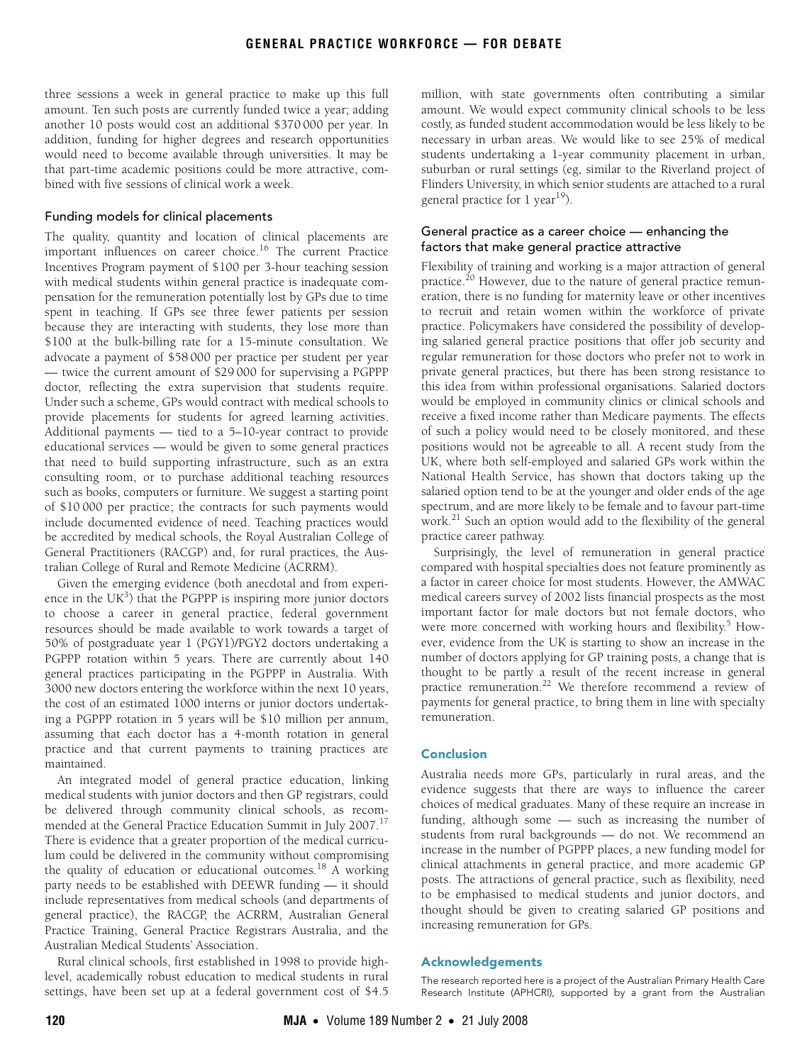three sessions a week in general practice to make up this full amount. Ten such posts are currently funded twice a year; adding another 10 posts would cost an additional $370 000 per year. In addition, funding for higher degrees and research opportunities would need to become available through universities. It may be that part-time academic positions could be more attractive, combined with five sessions of clinical work a week.

## Funding models for clinical placements

The quality, quantity and location of clinical placements are important influences on career choice.[16] The current Practice Incentives Program payment of $100 per 3-hour teaching session with medical students within general practice is inadequate compensation for the remuneration potentially lost by GPs due to time spent in teaching. If GPs see three fewer patients per session because they are interacting with students, they lose more than $100 at the bulk-billing rate for a 15-minute consultation. We advocate a payment of $58 000 per practice per student per year — twice the current amount of $29 000 for supervising a PGPPP doctor, reflecting the extra supervision that students require. Under such a scheme, GPs would contract with medical schools to provide placements for students for agreed learning activities. Additional payments — tied to a 5–10-year contract to provide educational services — would be given to some general practices that need to build supporting infrastructure, such as an extra consulting room, or to purchase additional teaching resources such as books, computers or furniture. We suggest a starting point of $10 000 per practice; the contracts for such payments would include documented evidence of need. Teaching practices would be accredited by medical schools, the Royal Australian College of General Practitioners (RACGP) and, for rural practices, the Australian College of Rural and Remote Medicine (ACRRM).

Given the emerging evidence (both anecdotal and from experience in the UK[3]) that the PGPPP is inspiring more junior doctors to choose a career in general practice, federal government resources should be made available to work towards a target of 50% of postgraduate year 1 (PGY1)/PGY2 doctors undertaking a PGPPP rotation within 5 years. There are currently about 140 general practices participating in the PGPPP in Australia. With 3000 new doctors entering the workforce within the next 10 years, the cost of an estimated 1000 interns or junior doctors undertaking a PGPPP rotation in 5 years will be $10 million per annum, assuming that each doctor has a 4-month rotation in general practice and that current payments to training practices are maintained.

An integrated model of general practice education, linking medical students with junior doctors and then GP registrars, could be delivered through community clinical schools, as recommended at the General Practice Education Summit in July 2007.[17] There is evidence that a greater proportion of the medical curriculum could be delivered in the community without compromising the quality of education or educational outcomes.[18] A working party needs to be established with DEEWR funding — it should include representatives from medical schools (and departments of general practice), the RACGP, the ACRRM, Australian General Practice Training, General Practice Registrars Australia, and the Australian Medical Students' Association.

Rural clinical schools, first established in 1998 to provide high-level, academically robust education to medical students in rural settings, have been set up at a federal government cost of $4.5 million, with state governments often contributing a similar amount. We would expect community clinical schools to be less costly, as funded student accommodation would be less likely to be necessary in urban areas. We would like to see 25% of medical students undertaking a 1-year community placement in urban, suburban or rural settings (eg, similar to the Riverland project of Flinders University, in which senior students are attached to a rural general practice for 1 year[19]).

## General practice as a career choice — enhancing the factors that make general practice attractive

Flexibility of training and working is a major attraction of general practice.[20] However, due to the nature of general practice remuneration, there is no funding for maternity leave or other incentives to recruit and retain women within the workforce of private practice. Policymakers have considered the possibility of developing salaried general practice positions that offer job security and regular remuneration for those doctors who prefer not to work in private general practices, but there has been strong resistance to this idea from within professional organisations. Salaried doctors would be employed in community clinics or clinical schools and receive a fixed income rather than Medicare payments. The effects of such a policy would need to be closely monitored, and these positions would not be agreeable to all. A recent study from the UK, where both self-employed and salaried GPs work within the National Health Service, has shown that doctors taking up the salaried option tend to be at the younger and older ends of the age spectrum, and are more likely to be female and to favour part-time work.[21] Such an option would add to the flexibility of the general practice career pathway.

Surprisingly, the level of remuneration in general practice compared with hospital specialties does not feature prominently as a factor in career choice for most students. However, the AMWAC medical careers survey of 2002 lists financial prospects as the most important factor for male doctors but not female doctors, who were more concerned with working hours and flexibility.[5] However, evidence from the UK is starting to show an increase in the number of doctors applying for GP training posts, a change that is thought to be partly a result of the recent increase in general practice remuneration.[22] We therefore recommend a review of payments for general practice, to bring them in line with specialty remuneration.

## Conclusion

Australia needs more GPs, particularly in rural areas, and the evidence suggests that there are ways to influence the career choices of medical graduates. Many of these require an increase in funding, although some — such as increasing the number of students from rural backgrounds — do not. We recommend an increase in the number of PGPPP places, a new funding model for clinical attachments in general practice, and more academic GP posts. The attractions of general practice, such as flexibility, need to be emphasised to medical students and junior doctors, and thought should be given to creating salaried GP positions and increasing remuneration for GPs.

## Acknowledgements

The research reported here is a project of the Australian Primary Health Care Research Institute (APHCRI), supported by a grant from the Australian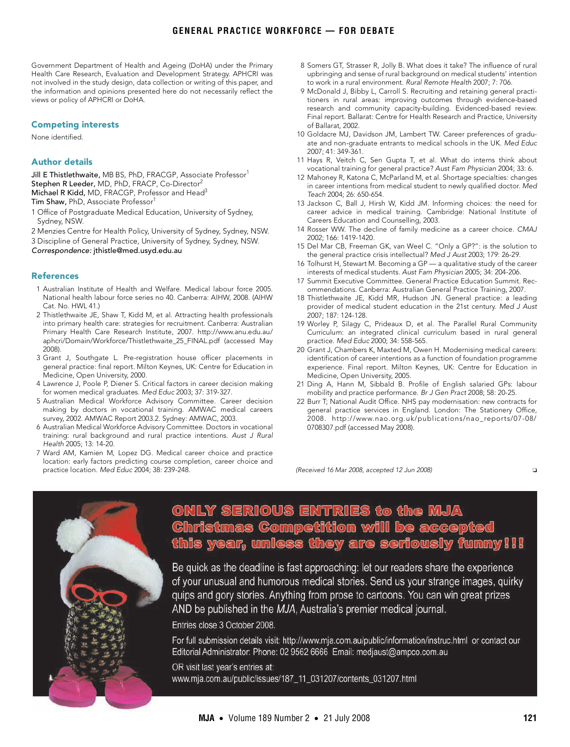Government Department of Health and Ageing (DoHA) under the Primary Health Care Research, Evaluation and Development Strategy. APHCRI was not involved in the study design, data collection or writing of this paper, and the information and opinions presented here do not necessarily reflect the views or policy of APHCRI or DoHA.

## Competing interests

None identified.

## Author details

**Jill E Thistlethwaite**, MB BS, PhD, FRACGP, Associate Professor[1]
**Stephen R Leeder**, MD, PhD, FRACP, Co-Director[2]
**Michael R Kidd**, MD, FRACGP, Professor and Head[3]
**Tim Shaw**, PhD, Associate Professor[1]

1 Office of Postgraduate Medical Education, University of Sydney, Sydney, NSW.
2 Menzies Centre for Health Policy, University of Sydney, Sydney, NSW.
3 Discipline of General Practice, University of Sydney, Sydney, NSW.

*Correspondence:* jthistle@med.usyd.edu.au

## References

1 Australian Institute of Health and Welfare. Medical labour force 2005. National health labour force series no 40. Canberra: AIHW, 2008. (AIHW Cat. No. HWL 41.)

2 Thistlethwaite JE, Shaw T, Kidd M, et al. Attracting health professionals into primary health care: strategies for recruitment. Canberra: Australian Primary Health Care Research Institute, 2007. http://www.anu.edu.au/aphcri/Domain/Workforce/Thistlethwaite_25_FINAL.pdf (accessed May 2008).

3 Grant J, Southgate L. Pre-registration house officer placements in general practice: final report. Milton Keynes, UK: Centre for Education in Medicine, Open University, 2000.

4 Lawrence J, Poole P, Diener S. Critical factors in career decision making for women medical graduates. *Med Educ* 2003; 37: 319-327.

5 Australian Medical Workforce Advisory Committee. Career decision making by doctors in vocational training. AMWAC medical careers survey, 2002. AMWAC Report 2003.2. Sydney: AMWAC, 2003.

6 Australian Medical Workforce Advisory Committee. Doctors in vocational training: rural background and rural practice intentions. *Aust J Rural Health* 2005; 13: 14-20.

7 Ward AM, Kamien M, Lopez DG. Medical career choice and practice location: early factors predicting course completion, career choice and practice location. *Med Educ* 2004; 38: 239-248.

8 Somers GT, Strasser R, Jolly B. What does it take? The influence of rural upbringing and sense of rural background on medical students' intention to work in a rural environment. *Rural Remote Health* 2007; 7: 706.

9 McDonald J, Bibby L, Carroll S. Recruiting and retaining general practitioners in rural areas: improving outcomes through evidence-based research and community capacity-building. Evidenced-based review. Final report. Ballarat: Centre for Health Research and Practice, University of Ballarat, 2002.

10 Goldacre MJ, Davidson JM, Lambert TW. Career preferences of graduate and non-graduate entrants to medical schools in the UK. *Med Educ* 2007; 41: 349-361.

11 Hays R, Veitch C, Sen Gupta T, et al. What do interns think about vocational training for general practice? *Aust Fam Physician* 2004; 33: 6.

12 Mahoney R, Katona C, McParland M, et al. Shortage specialties: changes in career intentions from medical student to newly qualified doctor. *Med Teach* 2004; 26: 650-654.

13 Jackson C, Ball J, Hirsh W, Kidd JM. Informing choices: the need for career advice in medical training. Cambridge: National Institute of Careers Education and Counselling, 2003.

14 Rosser WW. The decline of family medicine as a career choice. *CMAJ* 2002; 166: 1419-1420.

15 Del Mar CB, Freeman GK, van Weel C. "Only a GP?": is the solution to the general practice crisis intellectual? *Med J Aust* 2003; 179: 26-29.

16 Tolhurst H, Stewart M. Becoming a GP — a qualitative study of the career interests of medical students. *Aust Fam Physician* 2005; 34: 204-206.

17 Summit Executive Committee. General Practice Education Summit. Recommendations. Canberra: Australian General Practice Training, 2007.

18 Thistlethwaite JE, Kidd MR, Hudson JN. General practice: a leading provider of medical student education in the 21st century. *Med J Aust* 2007; 187: 124-128.

19 Worley P, Silagy C, Prideaux D, et al. The Parallel Rural Community Curriculum: an integrated clinical curriculum based in rural general practice. *Med Educ* 2000; 34: 558-565.

20 Grant J, Chambers K, Maxted M, Owen H. Modernising medical careers: identification of career intentions as a function of foundation programme experience. Final report. Milton Keynes, UK: Centre for Education in Medicine, Open University, 2005.

21 Ding A, Hann M, Sibbald B. Profile of English salaried GPs: labour mobility and practice performance. *Br J Gen Pract* 2008; 58: 20-25.

22 Burr T; National Audit Office. NHS pay modernisation: new contracts for general practice services in England. London: The Stationery Office, 2008. http://www.nao.org.uk/publications/nao_reports/07-08/0708307.pdf (accessed May 2008).

*(Received 16 Mar 2008, accepted 12 Jun 2008)*

**ONLY SERIOUS ENTRIES to the MJA Christmas Competition will be accepted this year, unless they are seriously funny!!!**

Be quick as the deadline is fast approaching: let our readers share the experience of your unusual and humorous medical stories. Send us your strange images, quirky quips and gory stories. Anything from prose to cartoons. You can win great prizes AND be published in the *MJA*, Australia's premier medical journal.

Entries close 3 October 2008.

For full submission details visit: http://www.mja.com.au/public/information/instruc.html or contact our Editorial Administrator: Phone: 02 9562 6666 Email: medjaust@ampco.com.au

OR visit last year's entries at:
www.mja.com.au/public/issues/187_11_031207/contents_031207.html